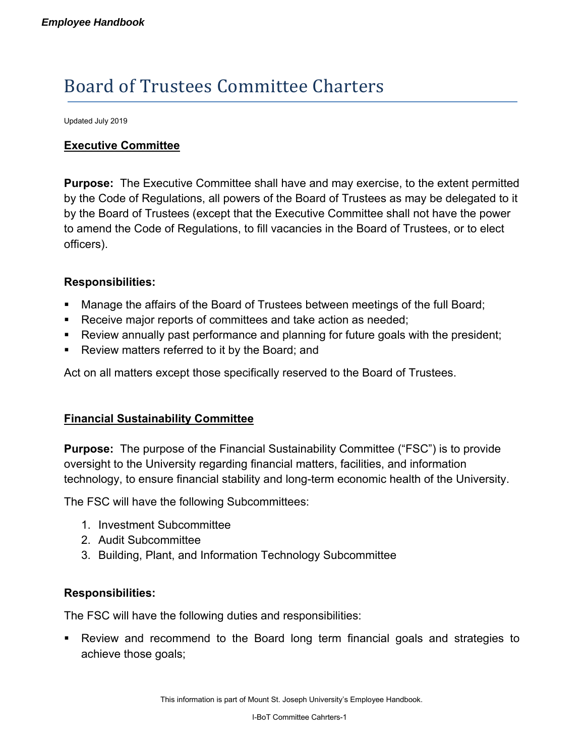# Board of Trustees Committee Charters

Updated July 2019

## Executive Committee

**Purpose:** The Executive Committee shall have and may exercise, to the extent permitted by the Code of Regulations, all powers of the Board of Trustees as may be delegated to it by the Board of Trustees (except that the Executive Committee shall not have the power to amend the Code of Regulations, to fill vacancies in the Board of Trustees, or to elect officers).

**Responsibilities:**

- Manage the affairs of the Board of Trustees between meetings of the full Board;
- Receive major reports of committees and take action as needed;
- Review annually past performance and planning for future goals with the president;
- Review matters referred to it by the Board; and

Act on all matters except those specifically reserved to the Board of Trustees.

## Financial Sustainability Committee

**Purpose:** The purpose of the Financial Sustainability Committee ("FSC") is to provide oversight to the University regarding financial matters, facilities, and information technology, to ensure financial stability and long-term economic health of the University.

The FSC will have the following Subcommittees:

1. Investment Subcommittee
2. Audit Subcommittee
3. Building, Plant, and Information Technology Subcommittee

**Responsibilities:**

The FSC will have the following duties and responsibilities:

- Review and recommend to the Board long term financial goals and strategies to achieve those goals;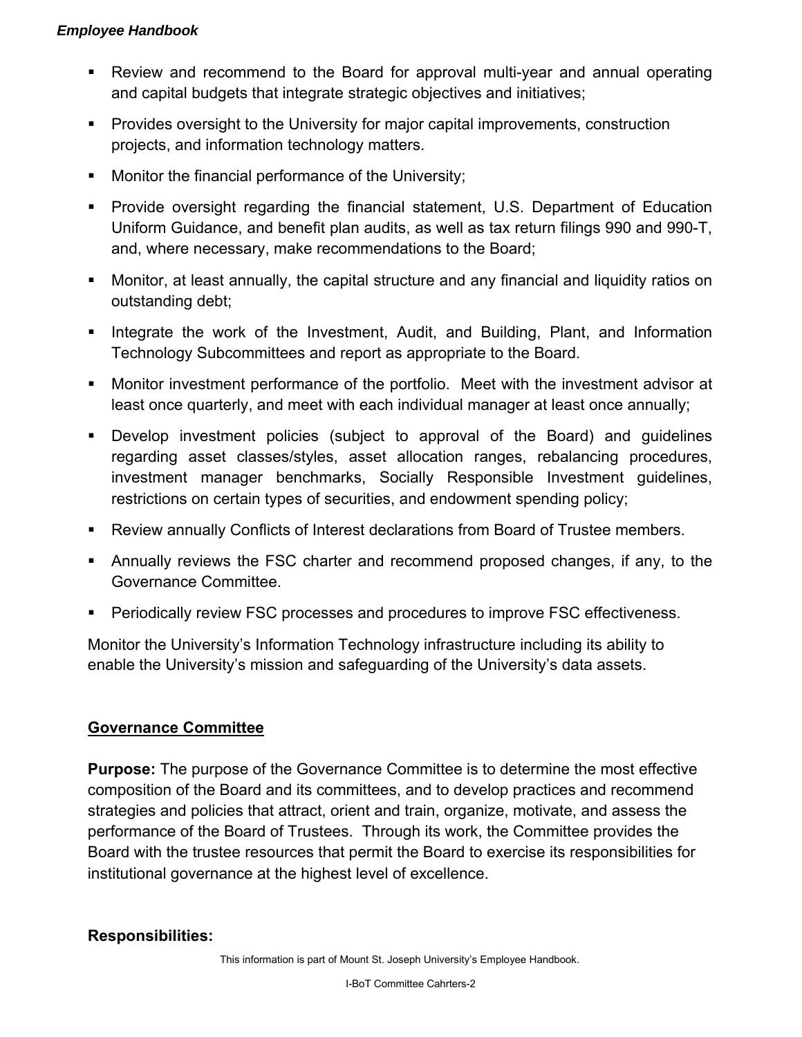- Review and recommend to the Board for approval multi-year and annual operating and capital budgets that integrate strategic objectives and initiatives;
- Provides oversight to the University for major capital improvements, construction projects, and information technology matters.
- Monitor the financial performance of the University;
- Provide oversight regarding the financial statement, U.S. Department of Education Uniform Guidance, and benefit plan audits, as well as tax return filings 990 and 990-T, and, where necessary, make recommendations to the Board;
- Monitor, at least annually, the capital structure and any financial and liquidity ratios on outstanding debt;
- Integrate the work of the Investment, Audit, and Building, Plant, and Information Technology Subcommittees and report as appropriate to the Board.
- Monitor investment performance of the portfolio. Meet with the investment advisor at least once quarterly, and meet with each individual manager at least once annually;
- Develop investment policies (subject to approval of the Board) and guidelines regarding asset classes/styles, asset allocation ranges, rebalancing procedures, investment manager benchmarks, Socially Responsible Investment guidelines, restrictions on certain types of securities, and endowment spending policy;
- Review annually Conflicts of Interest declarations from Board of Trustee members.
- Annually reviews the FSC charter and recommend proposed changes, if any, to the Governance Committee.
- Periodically review FSC processes and procedures to improve FSC effectiveness.

Monitor the University's Information Technology infrastructure including its ability to enable the University's mission and safeguarding of the University's data assets.

## Governance Committee

**Purpose:** The purpose of the Governance Committee is to determine the most effective composition of the Board and its committees, and to develop practices and recommend strategies and policies that attract, orient and train, organize, motivate, and assess the performance of the Board of Trustees. Through its work, the Committee provides the Board with the trustee resources that permit the Board to exercise its responsibilities for institutional governance at the highest level of excellence.

**Responsibilities:**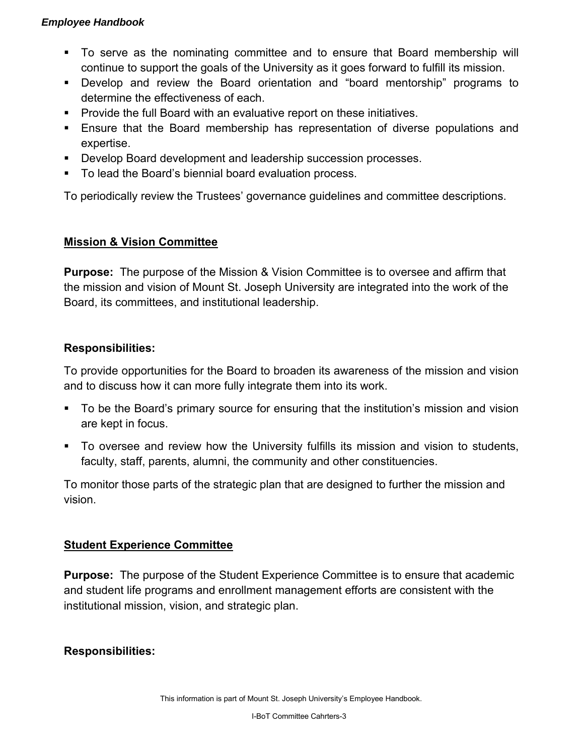- To serve as the nominating committee and to ensure that Board membership will continue to support the goals of the University as it goes forward to fulfill its mission.
- Develop and review the Board orientation and "board mentorship" programs to determine the effectiveness of each.
- Provide the full Board with an evaluative report on these initiatives.
- Ensure that the Board membership has representation of diverse populations and expertise.
- Develop Board development and leadership succession processes.
- To lead the Board's biennial board evaluation process.

To periodically review the Trustees' governance guidelines and committee descriptions.

## Mission & Vision Committee

**Purpose:** The purpose of the Mission & Vision Committee is to oversee and affirm that the mission and vision of Mount St. Joseph University are integrated into the work of the Board, its committees, and institutional leadership.

**Responsibilities:**

To provide opportunities for the Board to broaden its awareness of the mission and vision and to discuss how it can more fully integrate them into its work.

- To be the Board's primary source for ensuring that the institution's mission and vision are kept in focus.
- To oversee and review how the University fulfills its mission and vision to students, faculty, staff, parents, alumni, the community and other constituencies.

To monitor those parts of the strategic plan that are designed to further the mission and vision.

## Student Experience Committee

**Purpose:** The purpose of the Student Experience Committee is to ensure that academic and student life programs and enrollment management efforts are consistent with the institutional mission, vision, and strategic plan.

**Responsibilities:**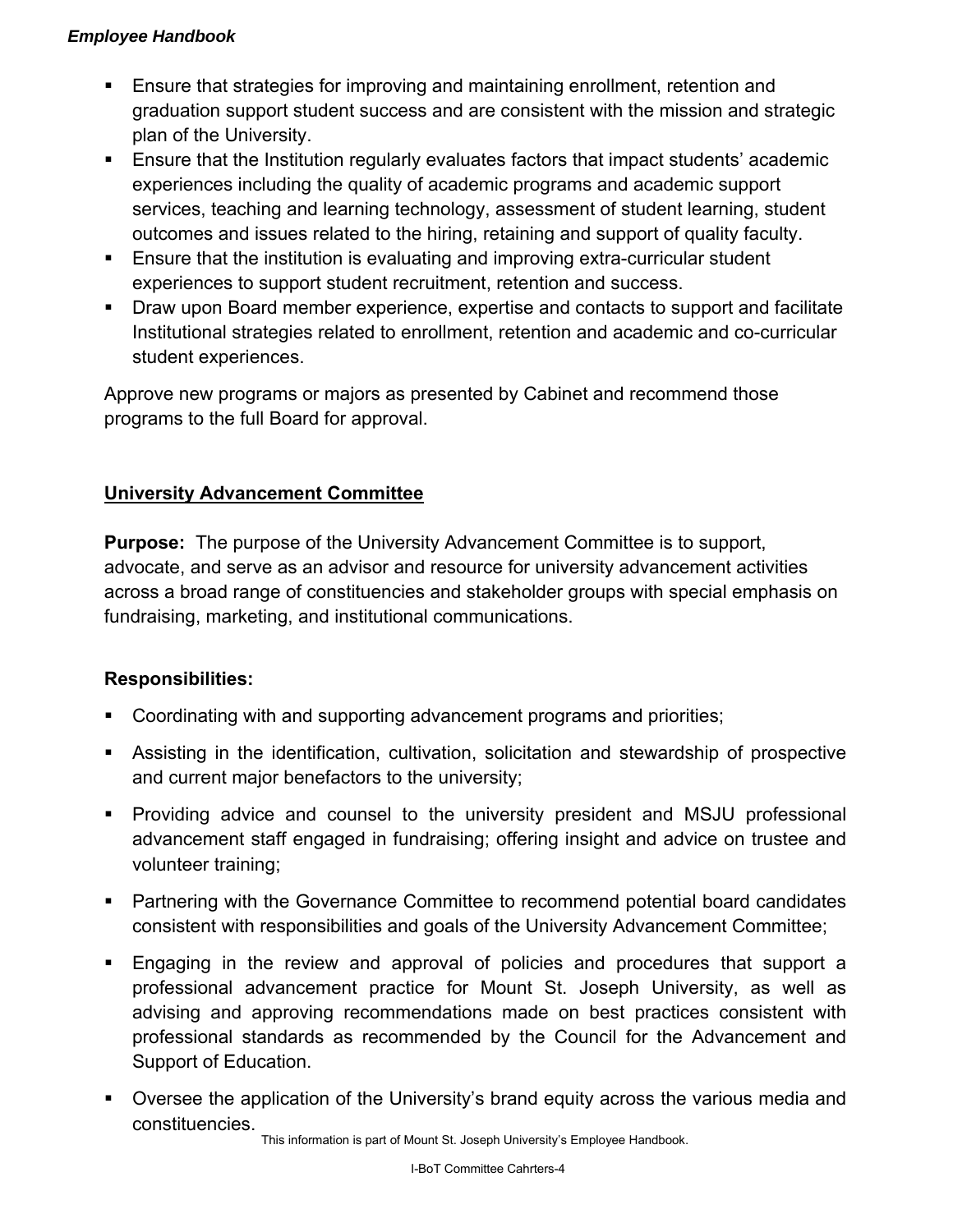- Ensure that strategies for improving and maintaining enrollment, retention and graduation support student success and are consistent with the mission and strategic plan of the University.
- Ensure that the Institution regularly evaluates factors that impact students' academic experiences including the quality of academic programs and academic support services, teaching and learning technology, assessment of student learning, student outcomes and issues related to the hiring, retaining and support of quality faculty.
- Ensure that the institution is evaluating and improving extra-curricular student experiences to support student recruitment, retention and success.
- Draw upon Board member experience, expertise and contacts to support and facilitate Institutional strategies related to enrollment, retention and academic and co-curricular student experiences.

Approve new programs or majors as presented by Cabinet and recommend those programs to the full Board for approval.

## University Advancement Committee

**Purpose:** The purpose of the University Advancement Committee is to support, advocate, and serve as an advisor and resource for university advancement activities across a broad range of constituencies and stakeholder groups with special emphasis on fundraising, marketing, and institutional communications.

**Responsibilities:**

- Coordinating with and supporting advancement programs and priorities;
- Assisting in the identification, cultivation, solicitation and stewardship of prospective and current major benefactors to the university;
- Providing advice and counsel to the university president and MSJU professional advancement staff engaged in fundraising; offering insight and advice on trustee and volunteer training;
- Partnering with the Governance Committee to recommend potential board candidates consistent with responsibilities and goals of the University Advancement Committee;
- Engaging in the review and approval of policies and procedures that support a professional advancement practice for Mount St. Joseph University, as well as advising and approving recommendations made on best practices consistent with professional standards as recommended by the Council for the Advancement and Support of Education.
- Oversee the application of the University's brand equity across the various media and constituencies.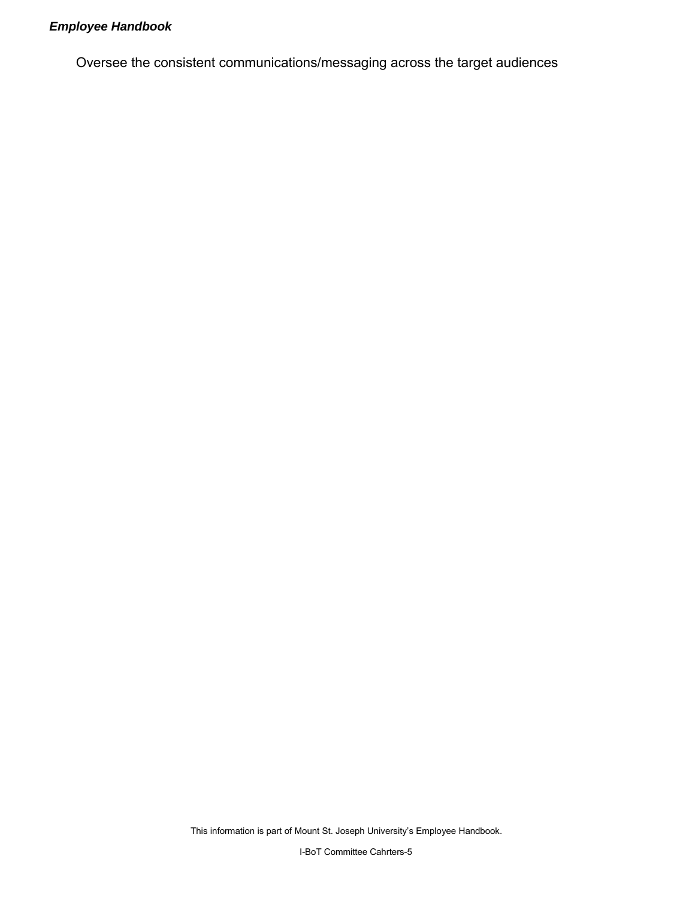Oversee the consistent communications/messaging across the target audiences